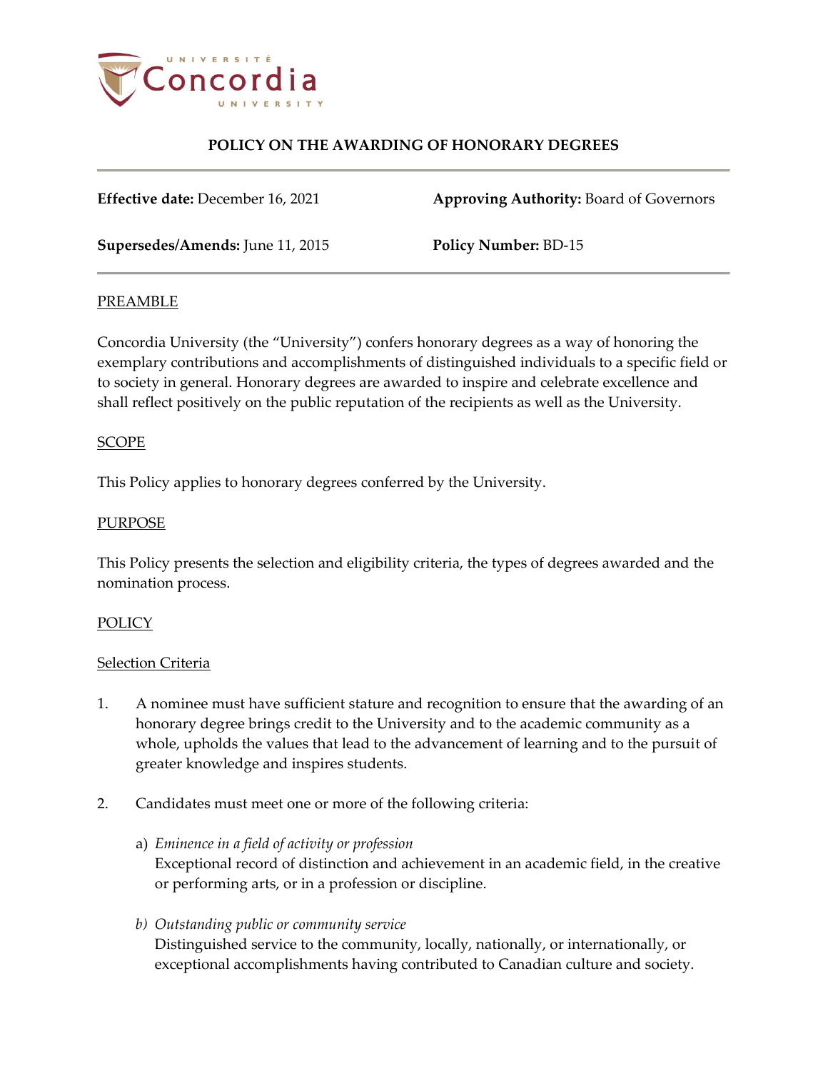# POLICY ON THE AWARDING OF HONORARY DEGREES

**Effective date:** December 16, 2021

**Approving Authority:** Board of Governors

**Supersedes/Amends:** June 11, 2015

**Policy Number:** BD-15

## PREAMBLE

Concordia University (the "University") confers honorary degrees as a way of honoring the exemplary contributions and accomplishments of distinguished individuals to a specific field or to society in general. Honorary degrees are awarded to inspire and celebrate excellence and shall reflect positively on the public reputation of the recipients as well as the University.

## SCOPE

This Policy applies to honorary degrees conferred by the University.

## PURPOSE

This Policy presents the selection and eligibility criteria, the types of degrees awarded and the nomination process.

## POLICY

### Selection Criteria

1. A nominee must have sufficient stature and recognition to ensure that the awarding of an honorary degree brings credit to the University and to the academic community as a whole, upholds the values that lead to the advancement of learning and to the pursuit of greater knowledge and inspires students.

2. Candidates must meet one or more of the following criteria:

   a) *Eminence in a field of activity or profession*
   Exceptional record of distinction and achievement in an academic field, in the creative or performing arts, or in a profession or discipline.

   b) *Outstanding public or community service*
   Distinguished service to the community, locally, nationally, or internationally, or exceptional accomplishments having contributed to Canadian culture and society.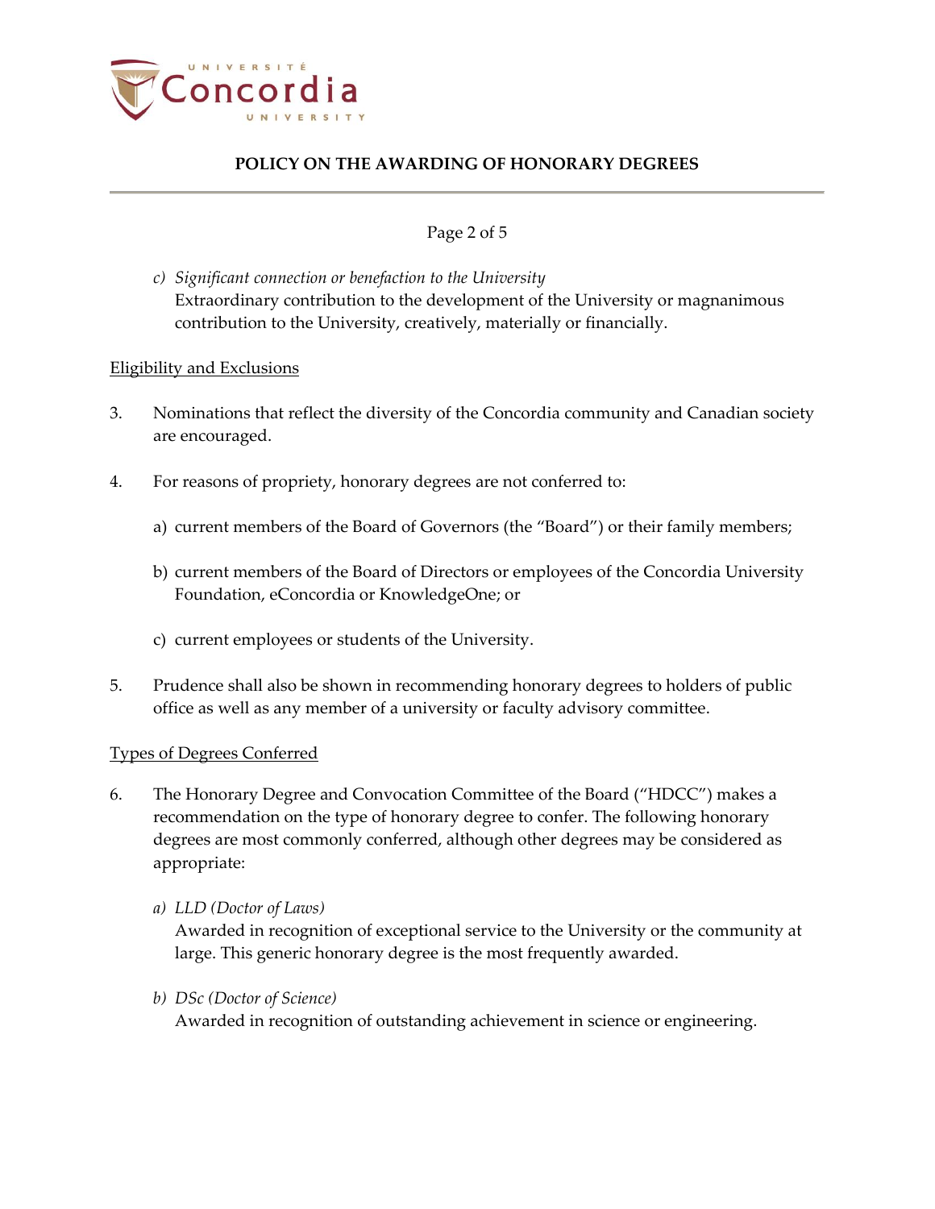c) *Significant connection or benefaction to the University*
   Extraordinary contribution to the development of the University or magnanimous contribution to the University, creatively, materially or financially.

Eligibility and Exclusions

3. Nominations that reflect the diversity of the Concordia community and Canadian society are encouraged.

4. For reasons of propriety, honorary degrees are not conferred to:

   a) current members of the Board of Governors (the "Board") or their family members;

   b) current members of the Board of Directors or employees of the Concordia University Foundation, eConcordia or KnowledgeOne; or

   c) current employees or students of the University.

5. Prudence shall also be shown in recommending honorary degrees to holders of public office as well as any member of a university or faculty advisory committee.

Types of Degrees Conferred

6. The Honorary Degree and Convocation Committee of the Board ("HDCC") makes a recommendation on the type of honorary degree to confer. The following honorary degrees are most commonly conferred, although other degrees may be considered as appropriate:

   a) *LLD (Doctor of Laws)*
      Awarded in recognition of exceptional service to the University or the community at large. This generic honorary degree is the most frequently awarded.

   b) *DSc (Doctor of Science)*
      Awarded in recognition of outstanding achievement in science or engineering.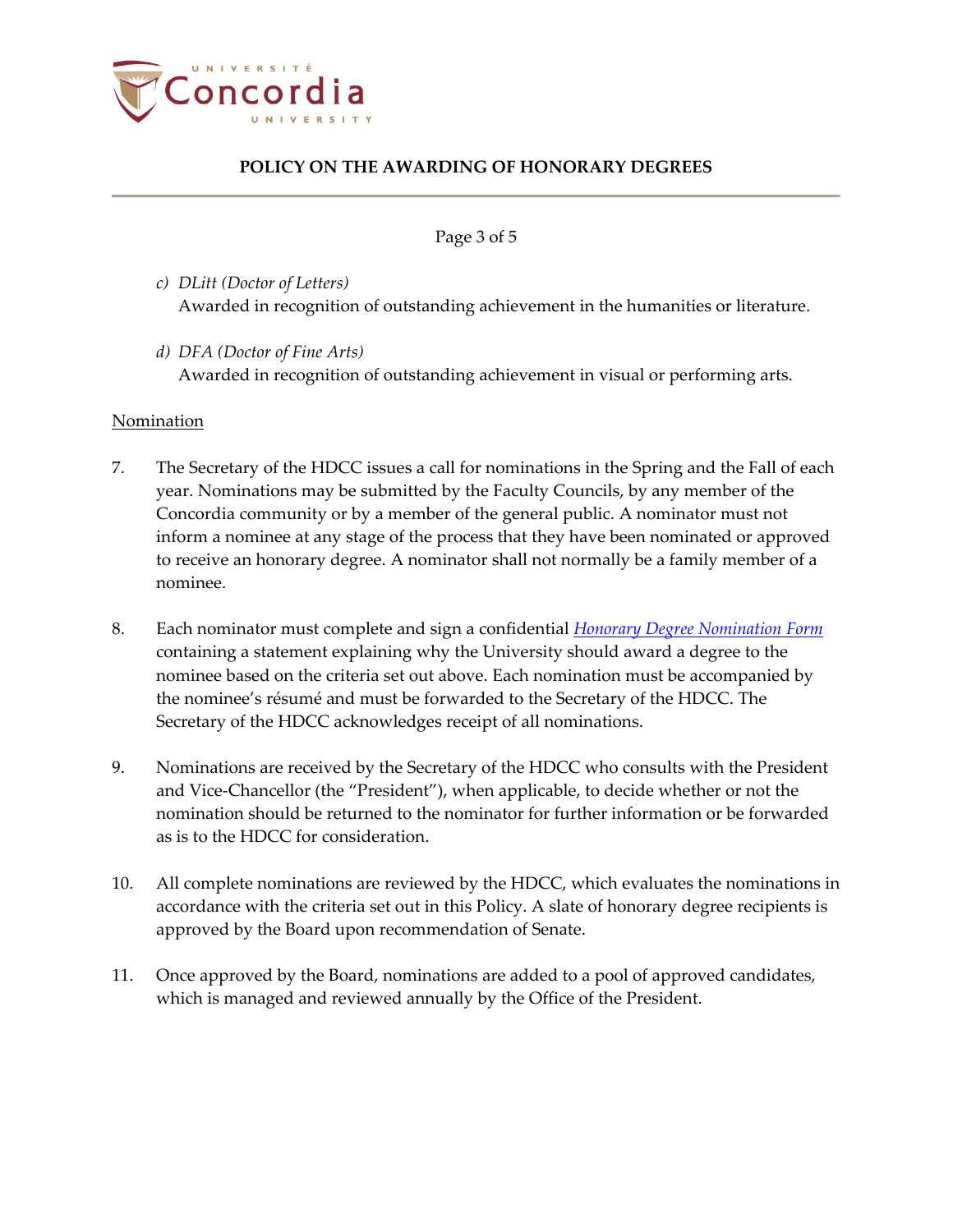c) *DLitt (Doctor of Letters)*
   Awarded in recognition of outstanding achievement in the humanities or literature.

d) *DFA (Doctor of Fine Arts)*
   Awarded in recognition of outstanding achievement in visual or performing arts.

<u>Nomination</u>

7. The Secretary of the HDCC issues a call for nominations in the Spring and the Fall of each year. Nominations may be submitted by the Faculty Councils, by any member of the Concordia community or by a member of the general public. A nominator must not inform a nominee at any stage of the process that they have been nominated or approved to receive an honorary degree. A nominator shall not normally be a family member of a nominee.

8. Each nominator must complete and sign a confidential *Honorary Degree Nomination Form* containing a statement explaining why the University should award a degree to the nominee based on the criteria set out above. Each nomination must be accompanied by the nominee's résumé and must be forwarded to the Secretary of the HDCC. The Secretary of the HDCC acknowledges receipt of all nominations.

9. Nominations are received by the Secretary of the HDCC who consults with the President and Vice-Chancellor (the "President"), when applicable, to decide whether or not the nomination should be returned to the nominator for further information or be forwarded as is to the HDCC for consideration.

10. All complete nominations are reviewed by the HDCC, which evaluates the nominations in accordance with the criteria set out in this Policy. A slate of honorary degree recipients is approved by the Board upon recommendation of Senate.

11. Once approved by the Board, nominations are added to a pool of approved candidates, which is managed and reviewed annually by the Office of the President.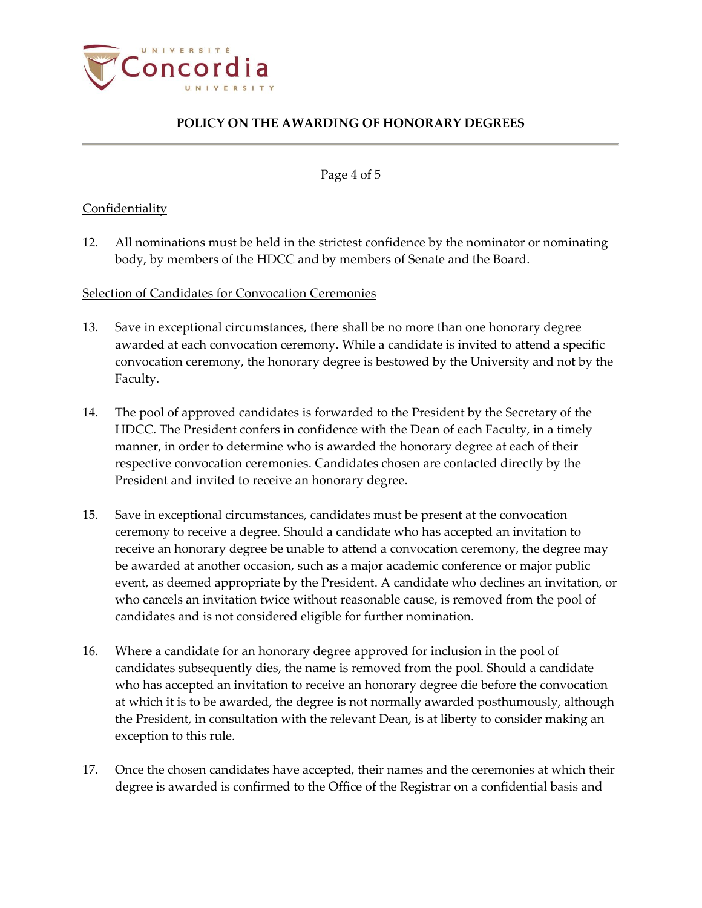Confidentiality

12. All nominations must be held in the strictest confidence by the nominator or nominating body, by members of the HDCC and by members of Senate and the Board.

Selection of Candidates for Convocation Ceremonies

13. Save in exceptional circumstances, there shall be no more than one honorary degree awarded at each convocation ceremony. While a candidate is invited to attend a specific convocation ceremony, the honorary degree is bestowed by the University and not by the Faculty.

14. The pool of approved candidates is forwarded to the President by the Secretary of the HDCC. The President confers in confidence with the Dean of each Faculty, in a timely manner, in order to determine who is awarded the honorary degree at each of their respective convocation ceremonies. Candidates chosen are contacted directly by the President and invited to receive an honorary degree.

15. Save in exceptional circumstances, candidates must be present at the convocation ceremony to receive a degree. Should a candidate who has accepted an invitation to receive an honorary degree be unable to attend a convocation ceremony, the degree may be awarded at another occasion, such as a major academic conference or major public event, as deemed appropriate by the President. A candidate who declines an invitation, or who cancels an invitation twice without reasonable cause, is removed from the pool of candidates and is not considered eligible for further nomination.

16. Where a candidate for an honorary degree approved for inclusion in the pool of candidates subsequently dies, the name is removed from the pool. Should a candidate who has accepted an invitation to receive an honorary degree die before the convocation at which it is to be awarded, the degree is not normally awarded posthumously, although the President, in consultation with the relevant Dean, is at liberty to consider making an exception to this rule.

17. Once the chosen candidates have accepted, their names and the ceremonies at which their degree is awarded is confirmed to the Office of the Registrar on a confidential basis and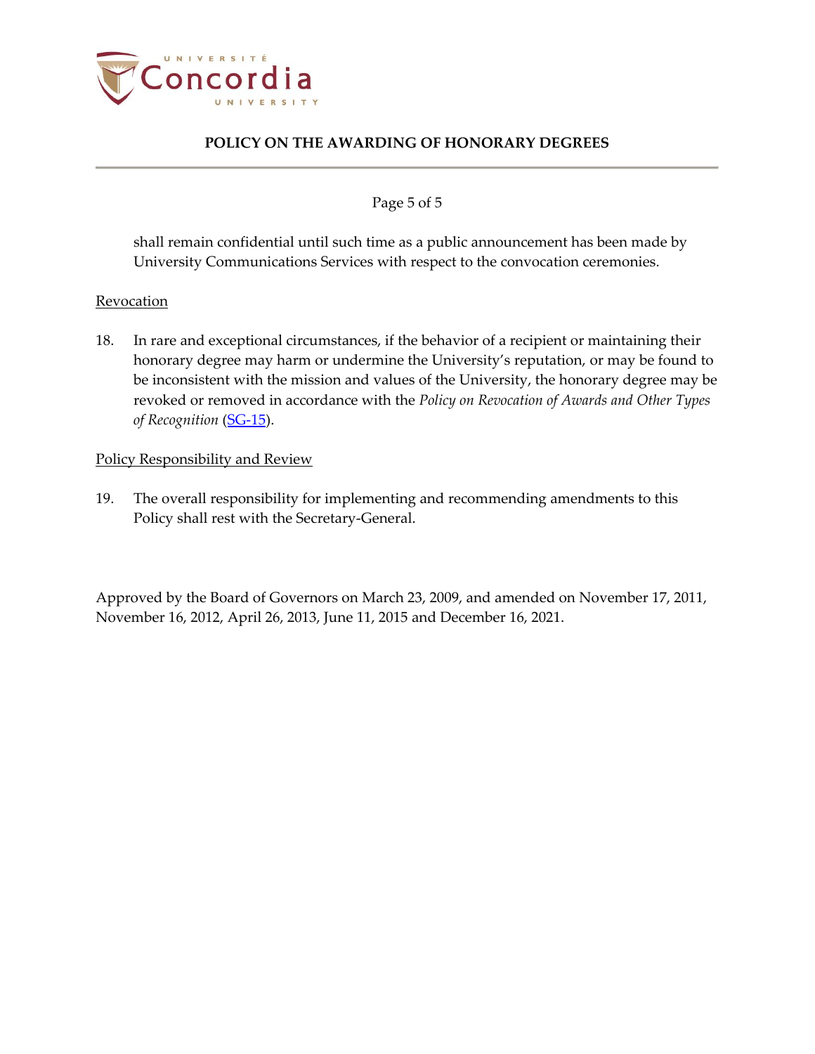shall remain confidential until such time as a public announcement has been made by University Communications Services with respect to the convocation ceremonies.

Revocation

18. In rare and exceptional circumstances, if the behavior of a recipient or maintaining their honorary degree may harm or undermine the University's reputation, or may be found to be inconsistent with the mission and values of the University, the honorary degree may be revoked or removed in accordance with the *Policy on Revocation of Awards and Other Types of Recognition* (SG-15).

Policy Responsibility and Review

19. The overall responsibility for implementing and recommending amendments to this Policy shall rest with the Secretary-General.

Approved by the Board of Governors on March 23, 2009, and amended on November 17, 2011, November 16, 2012, April 26, 2013, June 11, 2015 and December 16, 2021.